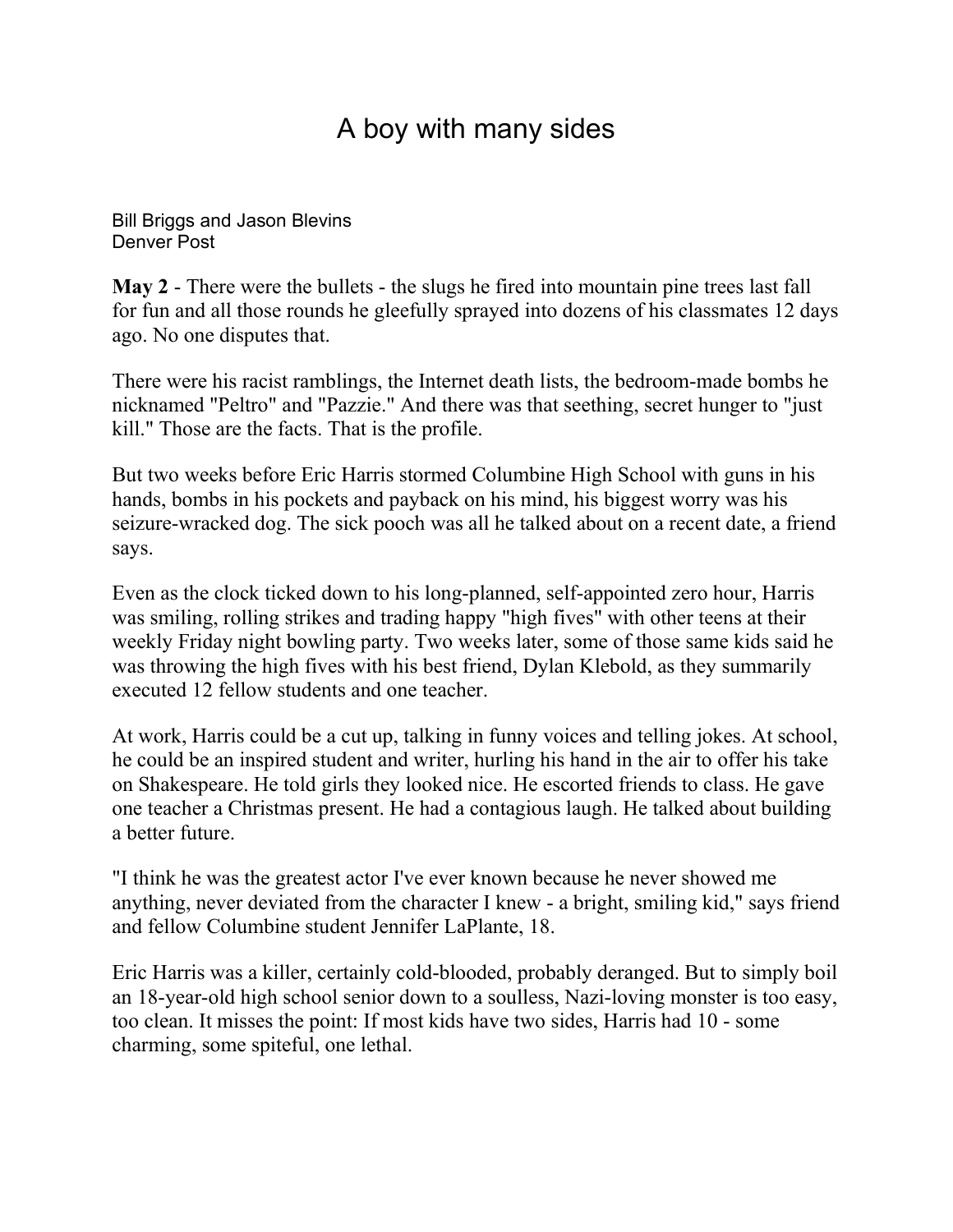# A boy with many sides

Bill Briggs and Jason Blevins
Denver Post

**May 2** - There were the bullets - the slugs he fired into mountain pine trees last fall for fun and all those rounds he gleefully sprayed into dozens of his classmates 12 days ago. No one disputes that.

There were his racist ramblings, the Internet death lists, the bedroom-made bombs he nicknamed "Peltro" and "Pazzie." And there was that seething, secret hunger to "just kill." Those are the facts. That is the profile.

But two weeks before Eric Harris stormed Columbine High School with guns in his hands, bombs in his pockets and payback on his mind, his biggest worry was his seizure-wracked dog. The sick pooch was all he talked about on a recent date, a friend says.

Even as the clock ticked down to his long-planned, self-appointed zero hour, Harris was smiling, rolling strikes and trading happy "high fives" with other teens at their weekly Friday night bowling party. Two weeks later, some of those same kids said he was throwing the high fives with his best friend, Dylan Klebold, as they summarily executed 12 fellow students and one teacher.

At work, Harris could be a cut up, talking in funny voices and telling jokes. At school, he could be an inspired student and writer, hurling his hand in the air to offer his take on Shakespeare. He told girls they looked nice. He escorted friends to class. He gave one teacher a Christmas present. He had a contagious laugh. He talked about building a better future.

"I think he was the greatest actor I've ever known because he never showed me anything, never deviated from the character I knew - a bright, smiling kid," says friend and fellow Columbine student Jennifer LaPlante, 18.

Eric Harris was a killer, certainly cold-blooded, probably deranged. But to simply boil an 18-year-old high school senior down to a soulless, Nazi-loving monster is too easy, too clean. It misses the point: If most kids have two sides, Harris had 10 - some charming, some spiteful, one lethal.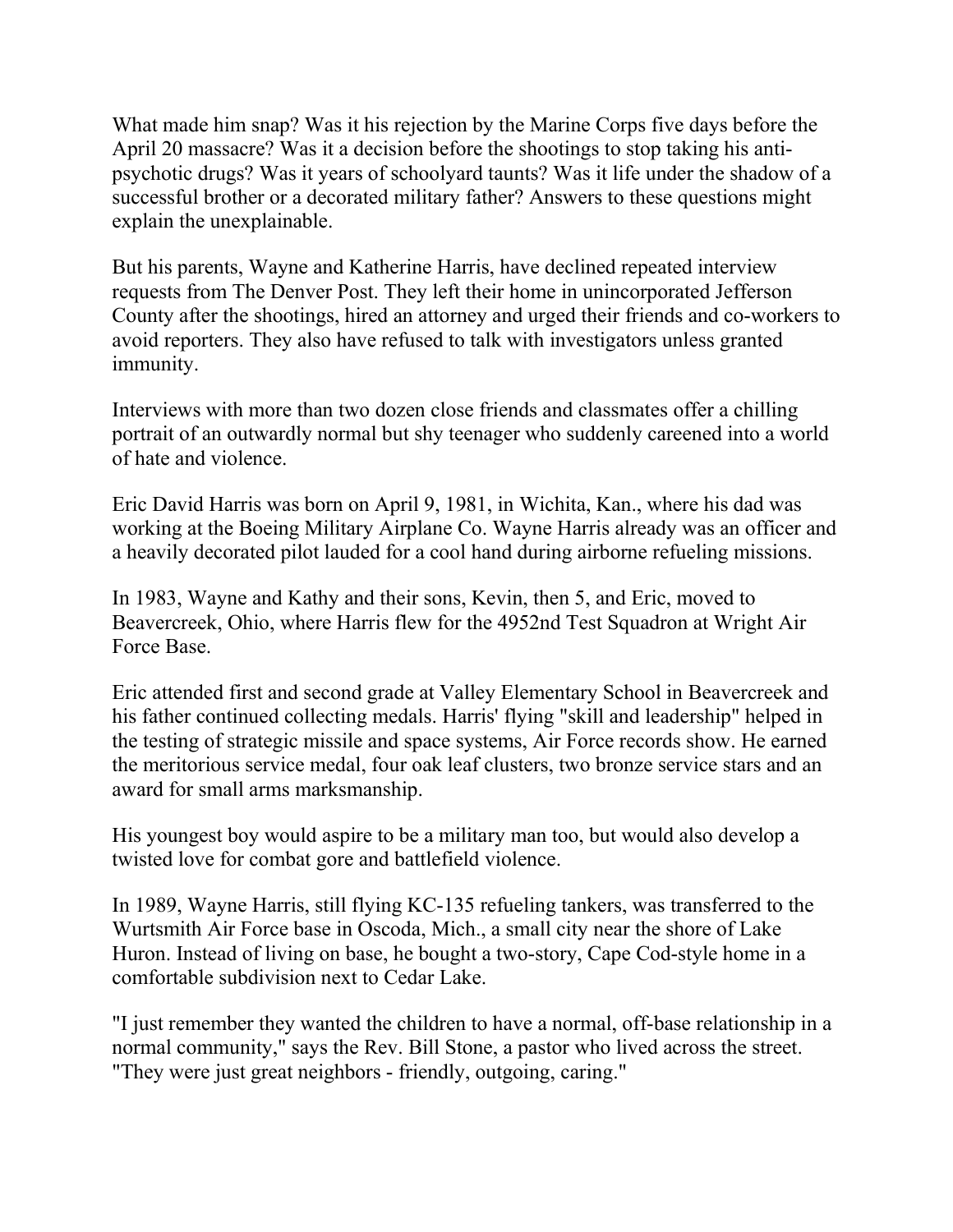What made him snap? Was it his rejection by the Marine Corps five days before the April 20 massacre? Was it a decision before the shootings to stop taking his anti-psychotic drugs? Was it years of schoolyard taunts? Was it life under the shadow of a successful brother or a decorated military father? Answers to these questions might explain the unexplainable.

But his parents, Wayne and Katherine Harris, have declined repeated interview requests from The Denver Post. They left their home in unincorporated Jefferson County after the shootings, hired an attorney and urged their friends and co-workers to avoid reporters. They also have refused to talk with investigators unless granted immunity.

Interviews with more than two dozen close friends and classmates offer a chilling portrait of an outwardly normal but shy teenager who suddenly careened into a world of hate and violence.

Eric David Harris was born on April 9, 1981, in Wichita, Kan., where his dad was working at the Boeing Military Airplane Co. Wayne Harris already was an officer and a heavily decorated pilot lauded for a cool hand during airborne refueling missions.

In 1983, Wayne and Kathy and their sons, Kevin, then 5, and Eric, moved to Beavercreek, Ohio, where Harris flew for the 4952nd Test Squadron at Wright Air Force Base.

Eric attended first and second grade at Valley Elementary School in Beavercreek and his father continued collecting medals. Harris' flying "skill and leadership" helped in the testing of strategic missile and space systems, Air Force records show. He earned the meritorious service medal, four oak leaf clusters, two bronze service stars and an award for small arms marksmanship.

His youngest boy would aspire to be a military man too, but would also develop a twisted love for combat gore and battlefield violence.

In 1989, Wayne Harris, still flying KC-135 refueling tankers, was transferred to the Wurtsmith Air Force base in Oscoda, Mich., a small city near the shore of Lake Huron. Instead of living on base, he bought a two-story, Cape Cod-style home in a comfortable subdivision next to Cedar Lake.

"I just remember they wanted the children to have a normal, off-base relationship in a normal community," says the Rev. Bill Stone, a pastor who lived across the street. "They were just great neighbors - friendly, outgoing, caring."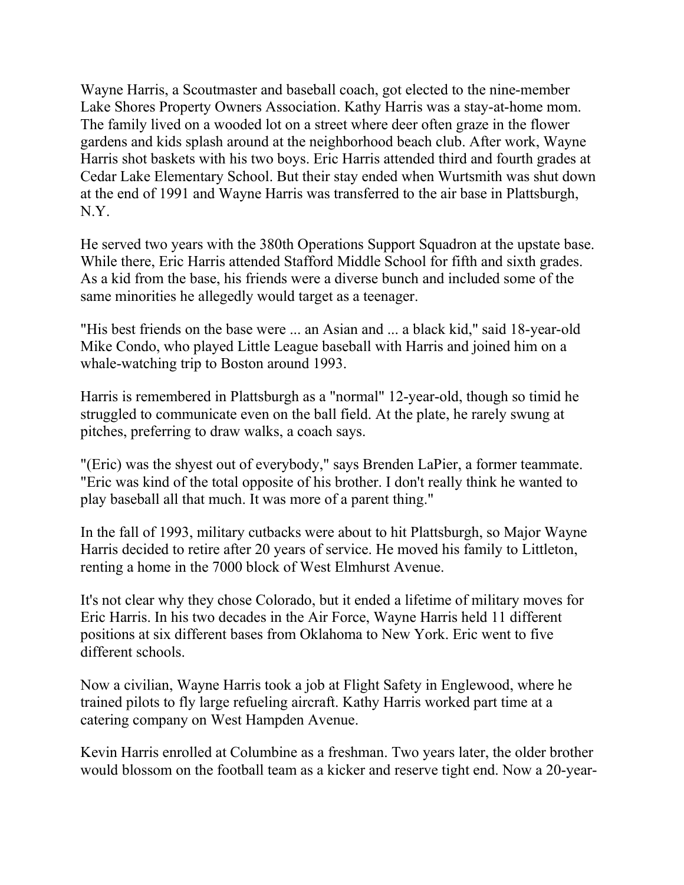Wayne Harris, a Scoutmaster and baseball coach, got elected to the nine-member Lake Shores Property Owners Association. Kathy Harris was a stay-at-home mom. The family lived on a wooded lot on a street where deer often graze in the flower gardens and kids splash around at the neighborhood beach club. After work, Wayne Harris shot baskets with his two boys. Eric Harris attended third and fourth grades at Cedar Lake Elementary School. But their stay ended when Wurtsmith was shut down at the end of 1991 and Wayne Harris was transferred to the air base in Plattsburgh, N.Y.

He served two years with the 380th Operations Support Squadron at the upstate base. While there, Eric Harris attended Stafford Middle School for fifth and sixth grades. As a kid from the base, his friends were a diverse bunch and included some of the same minorities he allegedly would target as a teenager.

"His best friends on the base were ... an Asian and ... a black kid," said 18-year-old Mike Condo, who played Little League baseball with Harris and joined him on a whale-watching trip to Boston around 1993.

Harris is remembered in Plattsburgh as a "normal" 12-year-old, though so timid he struggled to communicate even on the ball field. At the plate, he rarely swung at pitches, preferring to draw walks, a coach says.

"(Eric) was the shyest out of everybody," says Brenden LaPier, a former teammate. "Eric was kind of the total opposite of his brother. I don't really think he wanted to play baseball all that much. It was more of a parent thing."

In the fall of 1993, military cutbacks were about to hit Plattsburgh, so Major Wayne Harris decided to retire after 20 years of service. He moved his family to Littleton, renting a home in the 7000 block of West Elmhurst Avenue.

It's not clear why they chose Colorado, but it ended a lifetime of military moves for Eric Harris. In his two decades in the Air Force, Wayne Harris held 11 different positions at six different bases from Oklahoma to New York. Eric went to five different schools.

Now a civilian, Wayne Harris took a job at Flight Safety in Englewood, where he trained pilots to fly large refueling aircraft. Kathy Harris worked part time at a catering company on West Hampden Avenue.

Kevin Harris enrolled at Columbine as a freshman. Two years later, the older brother would blossom on the football team as a kicker and reserve tight end. Now a 20-year-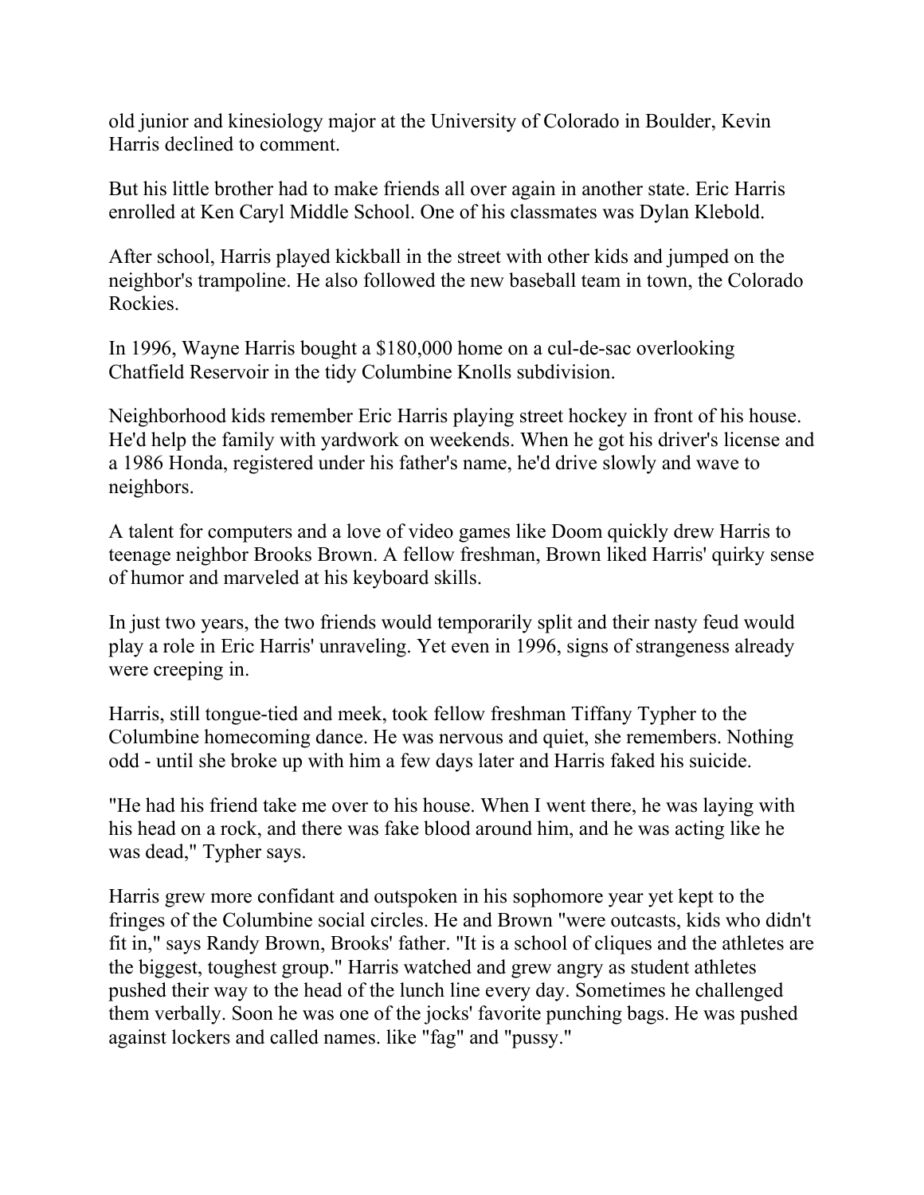old junior and kinesiology major at the University of Colorado in Boulder, Kevin Harris declined to comment.

But his little brother had to make friends all over again in another state. Eric Harris enrolled at Ken Caryl Middle School. One of his classmates was Dylan Klebold.

After school, Harris played kickball in the street with other kids and jumped on the neighbor's trampoline. He also followed the new baseball team in town, the Colorado Rockies.

In 1996, Wayne Harris bought a $180,000 home on a cul-de-sac overlooking Chatfield Reservoir in the tidy Columbine Knolls subdivision.

Neighborhood kids remember Eric Harris playing street hockey in front of his house. He'd help the family with yardwork on weekends. When he got his driver's license and a 1986 Honda, registered under his father's name, he'd drive slowly and wave to neighbors.

A talent for computers and a love of video games like Doom quickly drew Harris to teenage neighbor Brooks Brown. A fellow freshman, Brown liked Harris' quirky sense of humor and marveled at his keyboard skills.

In just two years, the two friends would temporarily split and their nasty feud would play a role in Eric Harris' unraveling. Yet even in 1996, signs of strangeness already were creeping in.

Harris, still tongue-tied and meek, took fellow freshman Tiffany Typher to the Columbine homecoming dance. He was nervous and quiet, she remembers. Nothing odd - until she broke up with him a few days later and Harris faked his suicide.

"He had his friend take me over to his house. When I went there, he was laying with his head on a rock, and there was fake blood around him, and he was acting like he was dead," Typher says.

Harris grew more confidant and outspoken in his sophomore year yet kept to the fringes of the Columbine social circles. He and Brown "were outcasts, kids who didn't fit in," says Randy Brown, Brooks' father. "It is a school of cliques and the athletes are the biggest, toughest group." Harris watched and grew angry as student athletes pushed their way to the head of the lunch line every day. Sometimes he challenged them verbally. Soon he was one of the jocks' favorite punching bags. He was pushed against lockers and called names. like "fag" and "pussy."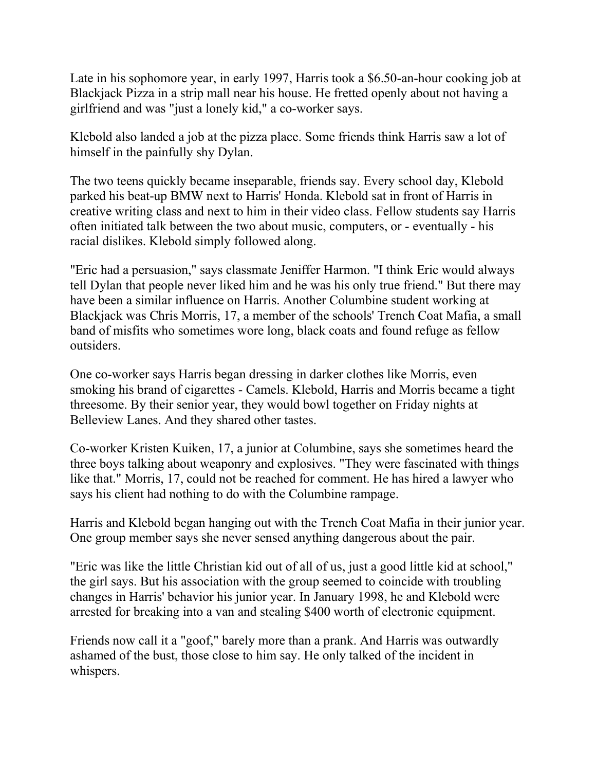Late in his sophomore year, in early 1997, Harris took a $6.50-an-hour cooking job at Blackjack Pizza in a strip mall near his house. He fretted openly about not having a girlfriend and was "just a lonely kid," a co-worker says.

Klebold also landed a job at the pizza place. Some friends think Harris saw a lot of himself in the painfully shy Dylan.

The two teens quickly became inseparable, friends say. Every school day, Klebold parked his beat-up BMW next to Harris' Honda. Klebold sat in front of Harris in creative writing class and next to him in their video class. Fellow students say Harris often initiated talk between the two about music, computers, or - eventually - his racial dislikes. Klebold simply followed along.

"Eric had a persuasion," says classmate Jeniffer Harmon. "I think Eric would always tell Dylan that people never liked him and he was his only true friend." But there may have been a similar influence on Harris. Another Columbine student working at Blackjack was Chris Morris, 17, a member of the schools' Trench Coat Mafia, a small band of misfits who sometimes wore long, black coats and found refuge as fellow outsiders.

One co-worker says Harris began dressing in darker clothes like Morris, even smoking his brand of cigarettes - Camels. Klebold, Harris and Morris became a tight threesome. By their senior year, they would bowl together on Friday nights at Belleview Lanes. And they shared other tastes.

Co-worker Kristen Kuiken, 17, a junior at Columbine, says she sometimes heard the three boys talking about weaponry and explosives. "They were fascinated with things like that." Morris, 17, could not be reached for comment. He has hired a lawyer who says his client had nothing to do with the Columbine rampage.

Harris and Klebold began hanging out with the Trench Coat Mafia in their junior year. One group member says she never sensed anything dangerous about the pair.

"Eric was like the little Christian kid out of all of us, just a good little kid at school," the girl says. But his association with the group seemed to coincide with troubling changes in Harris' behavior his junior year. In January 1998, he and Klebold were arrested for breaking into a van and stealing $400 worth of electronic equipment.

Friends now call it a "goof," barely more than a prank. And Harris was outwardly ashamed of the bust, those close to him say. He only talked of the incident in whispers.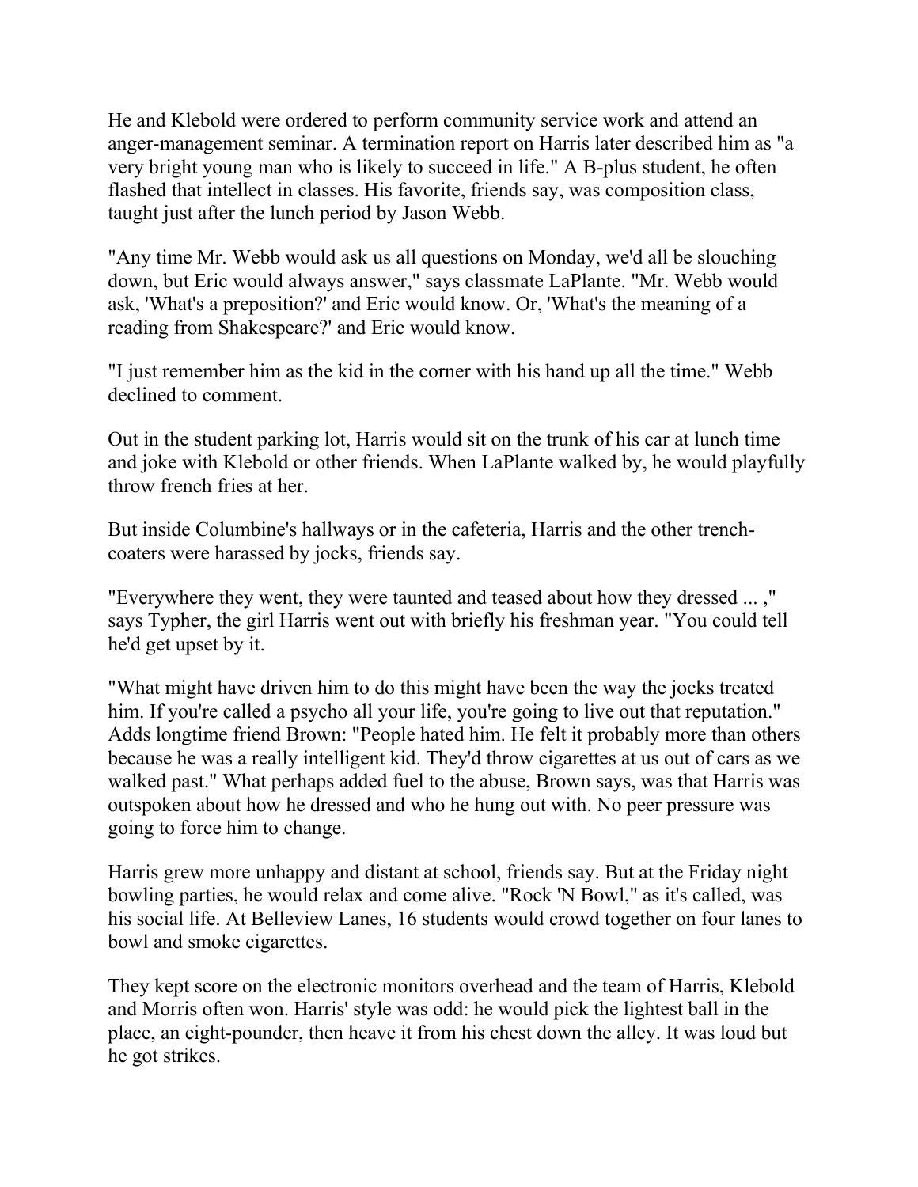He and Klebold were ordered to perform community service work and attend an anger-management seminar. A termination report on Harris later described him as "a very bright young man who is likely to succeed in life." A B-plus student, he often flashed that intellect in classes. His favorite, friends say, was composition class, taught just after the lunch period by Jason Webb.

"Any time Mr. Webb would ask us all questions on Monday, we'd all be slouching down, but Eric would always answer," says classmate LaPlante. "Mr. Webb would ask, 'What's a preposition?' and Eric would know. Or, 'What's the meaning of a reading from Shakespeare?' and Eric would know.

"I just remember him as the kid in the corner with his hand up all the time." Webb declined to comment.

Out in the student parking lot, Harris would sit on the trunk of his car at lunch time and joke with Klebold or other friends. When LaPlante walked by, he would playfully throw french fries at her.

But inside Columbine's hallways or in the cafeteria, Harris and the other trench-coaters were harassed by jocks, friends say.

"Everywhere they went, they were taunted and teased about how they dressed ... ," says Typher, the girl Harris went out with briefly his freshman year. "You could tell he'd get upset by it.

"What might have driven him to do this might have been the way the jocks treated him. If you're called a psycho all your life, you're going to live out that reputation." Adds longtime friend Brown: "People hated him. He felt it probably more than others because he was a really intelligent kid. They'd throw cigarettes at us out of cars as we walked past." What perhaps added fuel to the abuse, Brown says, was that Harris was outspoken about how he dressed and who he hung out with. No peer pressure was going to force him to change.

Harris grew more unhappy and distant at school, friends say. But at the Friday night bowling parties, he would relax and come alive. "Rock 'N Bowl," as it's called, was his social life. At Belleview Lanes, 16 students would crowd together on four lanes to bowl and smoke cigarettes.

They kept score on the electronic monitors overhead and the team of Harris, Klebold and Morris often won. Harris' style was odd: he would pick the lightest ball in the place, an eight-pounder, then heave it from his chest down the alley. It was loud but he got strikes.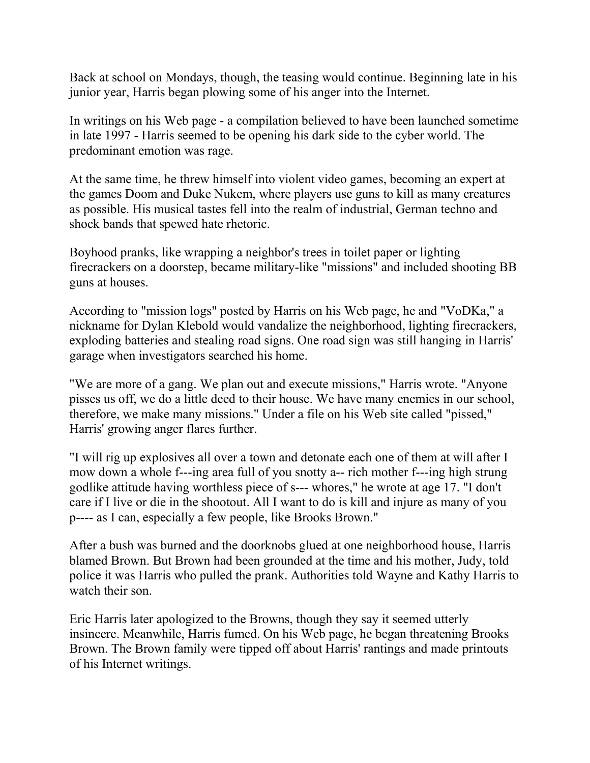Back at school on Mondays, though, the teasing would continue. Beginning late in his junior year, Harris began plowing some of his anger into the Internet.

In writings on his Web page - a compilation believed to have been launched sometime in late 1997 - Harris seemed to be opening his dark side to the cyber world. The predominant emotion was rage.

At the same time, he threw himself into violent video games, becoming an expert at the games Doom and Duke Nukem, where players use guns to kill as many creatures as possible. His musical tastes fell into the realm of industrial, German techno and shock bands that spewed hate rhetoric.

Boyhood pranks, like wrapping a neighbor's trees in toilet paper or lighting firecrackers on a doorstep, became military-like "missions" and included shooting BB guns at houses.

According to "mission logs" posted by Harris on his Web page, he and "VoDKa," a nickname for Dylan Klebold would vandalize the neighborhood, lighting firecrackers, exploding batteries and stealing road signs. One road sign was still hanging in Harris' garage when investigators searched his home.

"We are more of a gang. We plan out and execute missions," Harris wrote. "Anyone pisses us off, we do a little deed to their house. We have many enemies in our school, therefore, we make many missions." Under a file on his Web site called "pissed," Harris' growing anger flares further.

"I will rig up explosives all over a town and detonate each one of them at will after I mow down a whole f---ing area full of you snotty a-- rich mother f---ing high strung godlike attitude having worthless piece of s--- whores," he wrote at age 17. "I don't care if I live or die in the shootout. All I want to do is kill and injure as many of you p---- as I can, especially a few people, like Brooks Brown."

After a bush was burned and the doorknobs glued at one neighborhood house, Harris blamed Brown. But Brown had been grounded at the time and his mother, Judy, told police it was Harris who pulled the prank. Authorities told Wayne and Kathy Harris to watch their son.

Eric Harris later apologized to the Browns, though they say it seemed utterly insincere. Meanwhile, Harris fumed. On his Web page, he began threatening Brooks Brown. The Brown family were tipped off about Harris' rantings and made printouts of his Internet writings.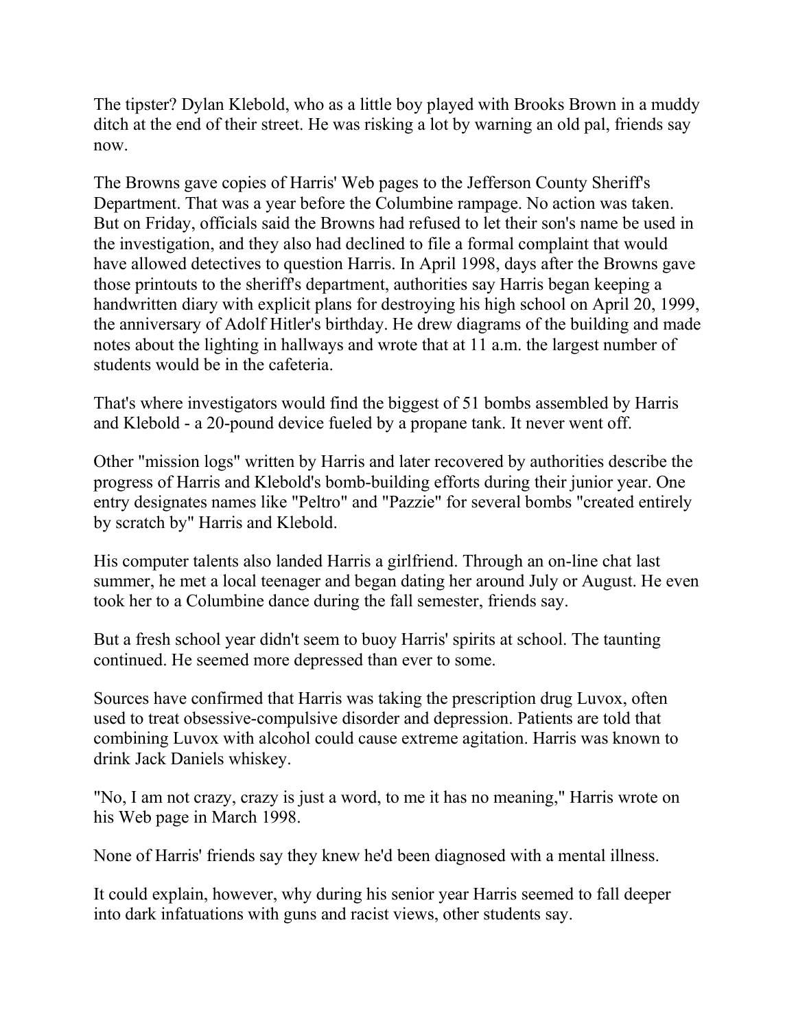The tipster? Dylan Klebold, who as a little boy played with Brooks Brown in a muddy ditch at the end of their street. He was risking a lot by warning an old pal, friends say now.

The Browns gave copies of Harris' Web pages to the Jefferson County Sheriff's Department. That was a year before the Columbine rampage. No action was taken. But on Friday, officials said the Browns had refused to let their son's name be used in the investigation, and they also had declined to file a formal complaint that would have allowed detectives to question Harris. In April 1998, days after the Browns gave those printouts to the sheriff's department, authorities say Harris began keeping a handwritten diary with explicit plans for destroying his high school on April 20, 1999, the anniversary of Adolf Hitler's birthday. He drew diagrams of the building and made notes about the lighting in hallways and wrote that at 11 a.m. the largest number of students would be in the cafeteria.

That's where investigators would find the biggest of 51 bombs assembled by Harris and Klebold - a 20-pound device fueled by a propane tank. It never went off.

Other "mission logs" written by Harris and later recovered by authorities describe the progress of Harris and Klebold's bomb-building efforts during their junior year. One entry designates names like "Peltro" and "Pazzie" for several bombs "created entirely by scratch by" Harris and Klebold.

His computer talents also landed Harris a girlfriend. Through an on-line chat last summer, he met a local teenager and began dating her around July or August. He even took her to a Columbine dance during the fall semester, friends say.

But a fresh school year didn't seem to buoy Harris' spirits at school. The taunting continued. He seemed more depressed than ever to some.

Sources have confirmed that Harris was taking the prescription drug Luvox, often used to treat obsessive-compulsive disorder and depression. Patients are told that combining Luvox with alcohol could cause extreme agitation. Harris was known to drink Jack Daniels whiskey.

"No, I am not crazy, crazy is just a word, to me it has no meaning," Harris wrote on his Web page in March 1998.

None of Harris' friends say they knew he'd been diagnosed with a mental illness.

It could explain, however, why during his senior year Harris seemed to fall deeper into dark infatuations with guns and racist views, other students say.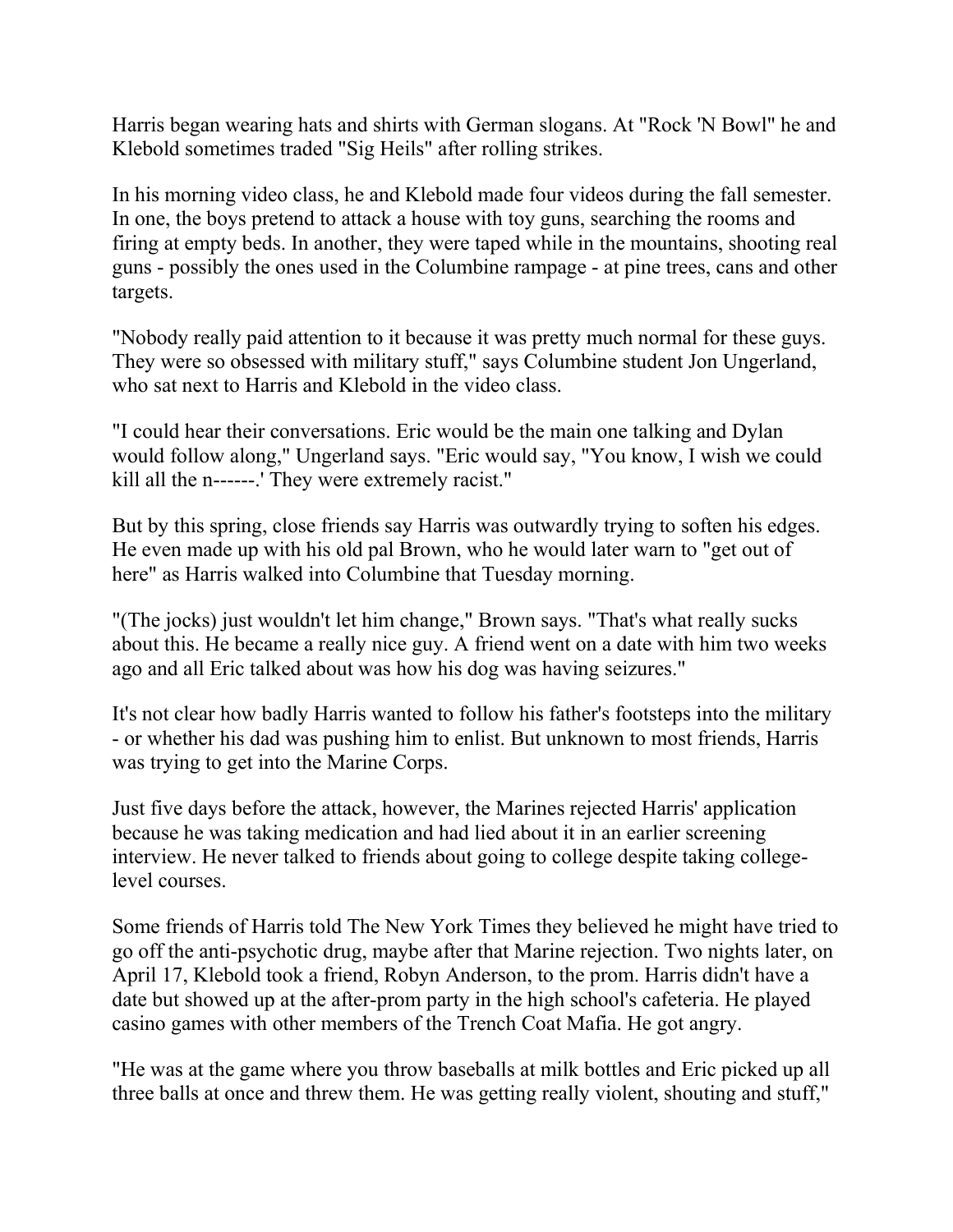Harris began wearing hats and shirts with German slogans. At "Rock 'N Bowl" he and Klebold sometimes traded "Sig Heils" after rolling strikes.

In his morning video class, he and Klebold made four videos during the fall semester. In one, the boys pretend to attack a house with toy guns, searching the rooms and firing at empty beds. In another, they were taped while in the mountains, shooting real guns - possibly the ones used in the Columbine rampage - at pine trees, cans and other targets.

"Nobody really paid attention to it because it was pretty much normal for these guys. They were so obsessed with military stuff," says Columbine student Jon Ungerland, who sat next to Harris and Klebold in the video class.

"I could hear their conversations. Eric would be the main one talking and Dylan would follow along," Ungerland says. "Eric would say, "You know, I wish we could kill all the n------.' They were extremely racist."

But by this spring, close friends say Harris was outwardly trying to soften his edges. He even made up with his old pal Brown, who he would later warn to "get out of here" as Harris walked into Columbine that Tuesday morning.

"(The jocks) just wouldn't let him change," Brown says. "That's what really sucks about this. He became a really nice guy. A friend went on a date with him two weeks ago and all Eric talked about was how his dog was having seizures."

It's not clear how badly Harris wanted to follow his father's footsteps into the military - or whether his dad was pushing him to enlist. But unknown to most friends, Harris was trying to get into the Marine Corps.

Just five days before the attack, however, the Marines rejected Harris' application because he was taking medication and had lied about it in an earlier screening interview. He never talked to friends about going to college despite taking college-level courses.

Some friends of Harris told The New York Times they believed he might have tried to go off the anti-psychotic drug, maybe after that Marine rejection. Two nights later, on April 17, Klebold took a friend, Robyn Anderson, to the prom. Harris didn't have a date but showed up at the after-prom party in the high school's cafeteria. He played casino games with other members of the Trench Coat Mafia. He got angry.

"He was at the game where you throw baseballs at milk bottles and Eric picked up all three balls at once and threw them. He was getting really violent, shouting and stuff,"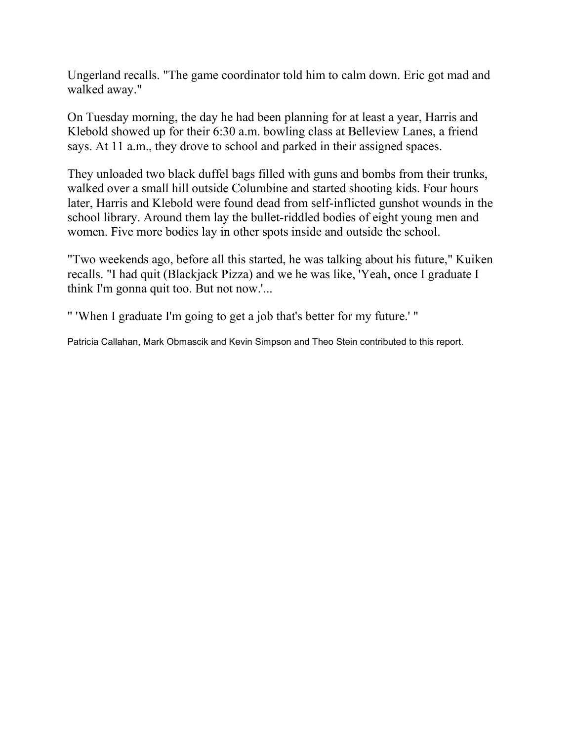Ungerland recalls. "The game coordinator told him to calm down. Eric got mad and walked away."

On Tuesday morning, the day he had been planning for at least a year, Harris and Klebold showed up for their 6:30 a.m. bowling class at Belleview Lanes, a friend says. At 11 a.m., they drove to school and parked in their assigned spaces.

They unloaded two black duffel bags filled with guns and bombs from their trunks, walked over a small hill outside Columbine and started shooting kids. Four hours later, Harris and Klebold were found dead from self-inflicted gunshot wounds in the school library. Around them lay the bullet-riddled bodies of eight young men and women. Five more bodies lay in other spots inside and outside the school.

"Two weekends ago, before all this started, he was talking about his future," Kuiken recalls. "I had quit (Blackjack Pizza) and we he was like, 'Yeah, once I graduate I think I'm gonna quit too. But not now.'...

" 'When I graduate I'm going to get a job that's better for my future.' "

Patricia Callahan, Mark Obmascik and Kevin Simpson and Theo Stein contributed to this report.